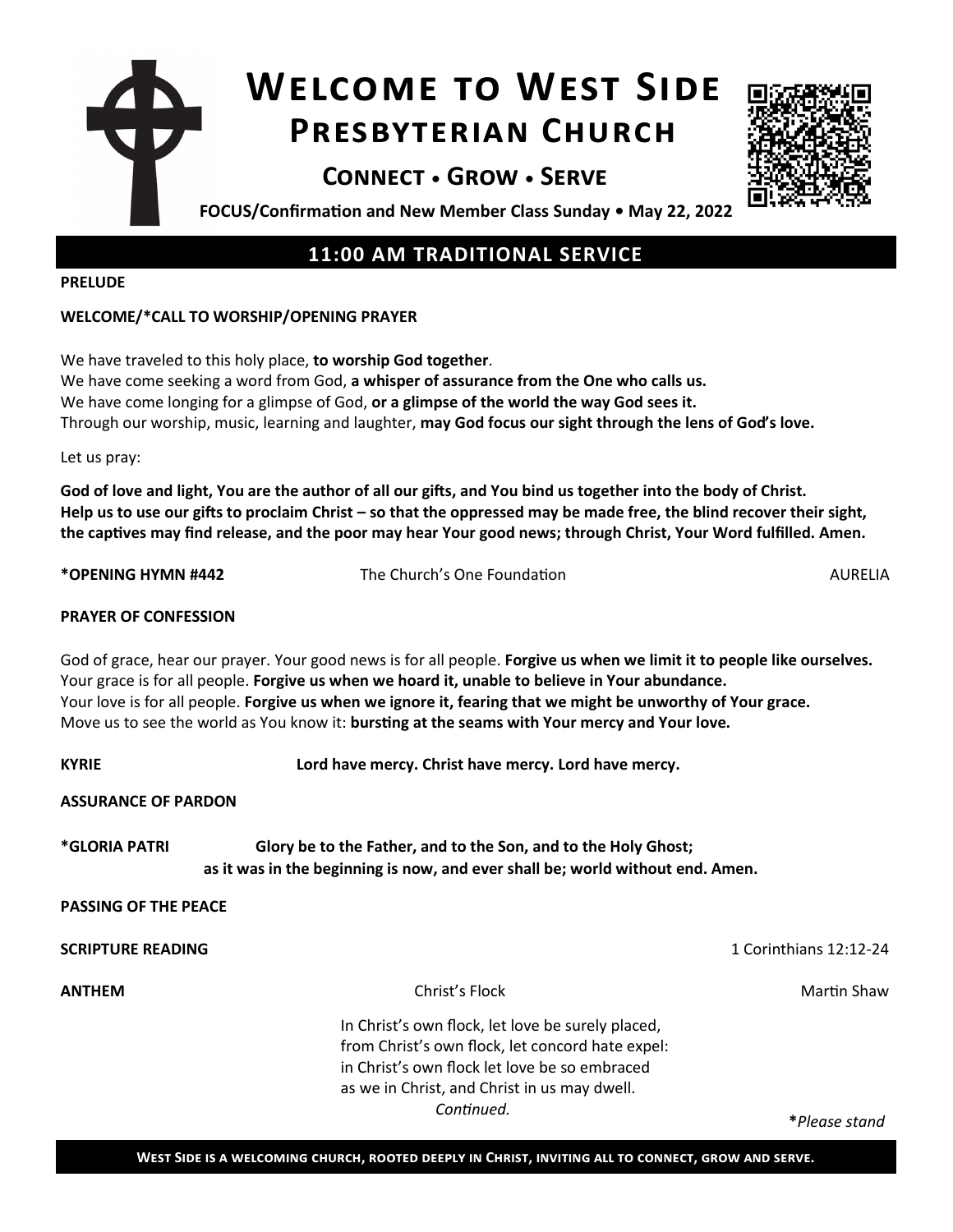# Welcome to West Side Presbyterian Church

## Connect • Grow • Serve

**FOCUS/Confirmation and New Member Class Sunday • May 22, 2022**

## 11:00 AM TRADITIONAL SERVICE

**PRELUDE**

**WELCOME/*CALL TO WORSHIP/OPENING PRAYER**

We have traveled to this holy place, **to worship God together**.
We have come seeking a word from God, **a whisper of assurance from the One who calls us.**
We have come longing for a glimpse of God, **or a glimpse of the world the way God sees it.**
Through our worship, music, learning and laughter, **may God focus our sight through the lens of God's love.**

Let us pray:

**God of love and light, You are the author of all our gifts, and You bind us together into the body of Christ. Help us to use our gifts to proclaim Christ – so that the oppressed may be made free, the blind recover their sight, the captives may find release, and the poor may hear Your good news; through Christ, Your Word fulfilled. Amen.**

**\*OPENING HYMN #442** The Church's One Foundation AURELIA

**PRAYER OF CONFESSION**

God of grace, hear our prayer. Your good news is for all people. **Forgive us when we limit it to people like ourselves.**
Your grace is for all people. **Forgive us when we hoard it, unable to believe in Your abundance.**
Your love is for all people. **Forgive us when we ignore it, fearing that we might be unworthy of Your grace.**
Move us to see the world as You know it: **bursting at the seams with Your mercy and Your love.**

**KYRIE** **Lord have mercy. Christ have mercy. Lord have mercy.**

**ASSURANCE OF PARDON**

**\*GLORIA PATRI** **Glory be to the Father, and to the Son, and to the Holy Ghost;
as it was in the beginning is now, and ever shall be; world without end. Amen.**

**PASSING OF THE PEACE**

**SCRIPTURE READING** 1 Corinthians 12:12-24

**ANTHEM** Christ's Flock Martin Shaw

In Christ's own flock, let love be surely placed,
from Christ's own flock, let concord hate expel:
in Christ's own flock let love be so embraced
as we in Christ, and Christ in us may dwell.

*Continued.*

**\****Please stand*

**West Side is a welcoming church, rooted deeply in Christ, inviting all to connect, grow and serve.**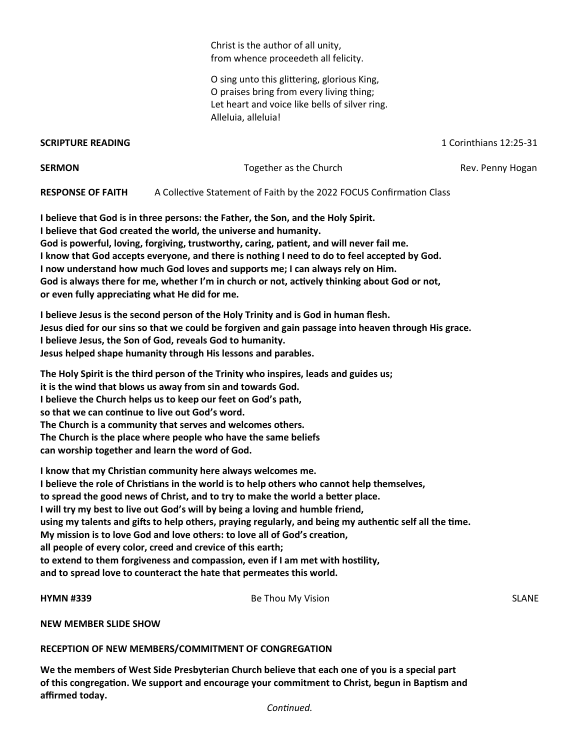Christ is the author of all unity,
from whence proceedeth all felicity.

O sing unto this glittering, glorious King,
O praises bring from every living thing;
Let heart and voice like bells of silver ring.
Alleluia, alleluia!

**SCRIPTURE READING** 1 Corinthians 12:25-31

**SERMON** Together as the Church Rev. Penny Hogan

**RESPONSE OF FAITH** A Collective Statement of Faith by the 2022 FOCUS Confirmation Class

**I believe that God is in three persons: the Father, the Son, and the Holy Spirit.**
**I believe that God created the world, the universe and humanity.**
**God is powerful, loving, forgiving, trustworthy, caring, patient, and will never fail me.**
**I know that God accepts everyone, and there is nothing I need to do to feel accepted by God.**
**I now understand how much God loves and supports me; I can always rely on Him.**
**God is always there for me, whether I'm in church or not, actively thinking about God or not,**
**or even fully appreciating what He did for me.**

**I believe Jesus is the second person of the Holy Trinity and is God in human flesh.**
**Jesus died for our sins so that we could be forgiven and gain passage into heaven through His grace.**
**I believe Jesus, the Son of God, reveals God to humanity.**
**Jesus helped shape humanity through His lessons and parables.**

**The Holy Spirit is the third person of the Trinity who inspires, leads and guides us;**
**it is the wind that blows us away from sin and towards God.**
**I believe the Church helps us to keep our feet on God's path,**
**so that we can continue to live out God's word.**
**The Church is a community that serves and welcomes others.**
**The Church is the place where people who have the same beliefs**
**can worship together and learn the word of God.**

**I know that my Christian community here always welcomes me.**
**I believe the role of Christians in the world is to help others who cannot help themselves,**
**to spread the good news of Christ, and to try to make the world a better place.**
**I will try my best to live out God's will by being a loving and humble friend,**
**using my talents and gifts to help others, praying regularly, and being my authentic self all the time.**
**My mission is to love God and love others: to love all of God's creation,**
**all people of every color, creed and crevice of this earth;**
**to extend to them forgiveness and compassion, even if I am met with hostility,**
**and to spread love to counteract the hate that permeates this world.**

**HYMN #339** Be Thou My Vision SLANE

**NEW MEMBER SLIDE SHOW**

**RECEPTION OF NEW MEMBERS/COMMITMENT OF CONGREGATION**

**We the members of West Side Presbyterian Church believe that each one of you is a special part of this congregation. We support and encourage your commitment to Christ, begun in Baptism and affirmed today.**

*Continued.*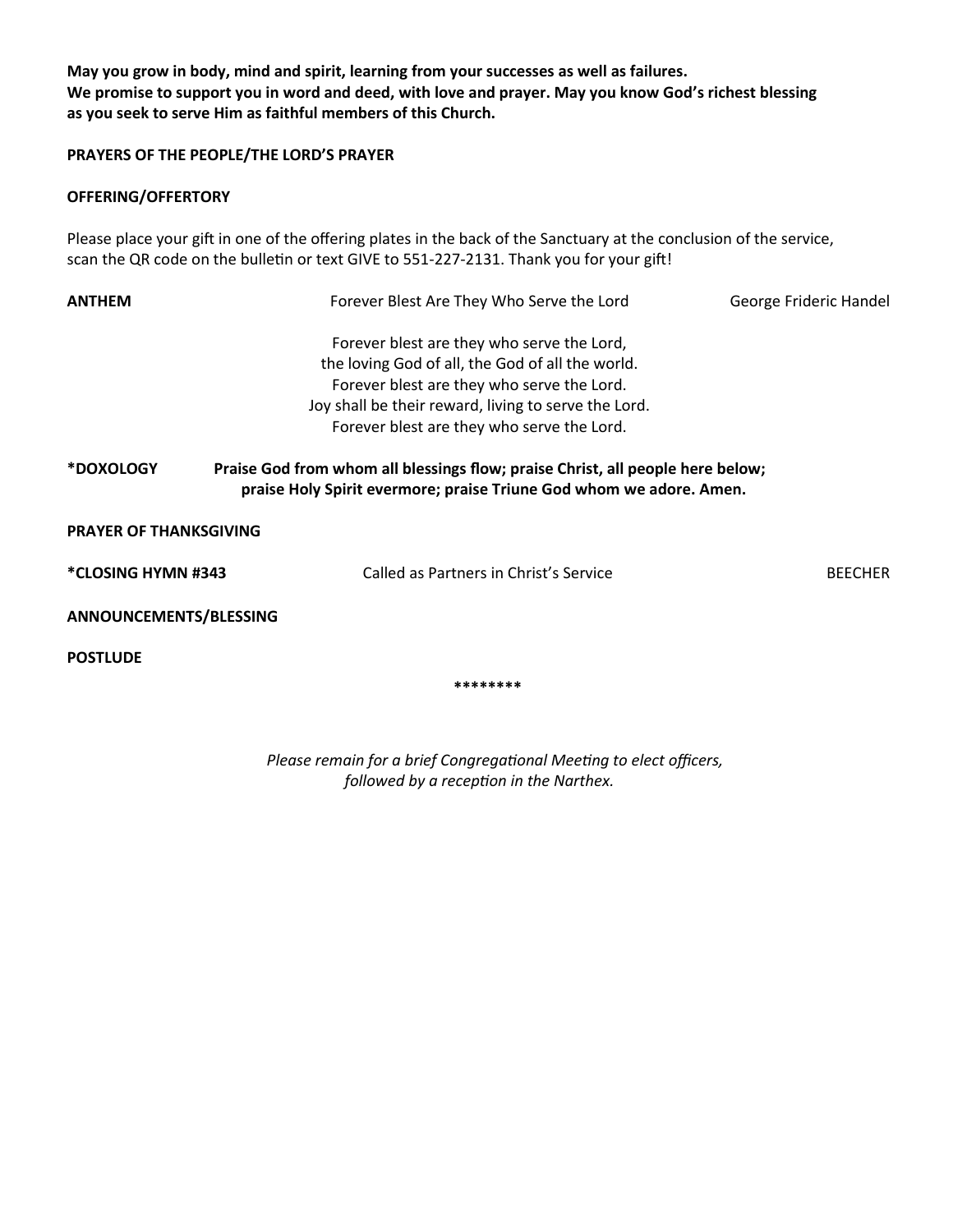**May you grow in body, mind and spirit, learning from your successes as well as failures.
We promise to support you in word and deed, with love and prayer. May you know God's richest blessing as you seek to serve Him as faithful members of this Church.**

**PRAYERS OF THE PEOPLE/THE LORD'S PRAYER**

**OFFERING/OFFERTORY**

Please place your gift in one of the offering plates in the back of the Sanctuary at the conclusion of the service, scan the QR code on the bulletin or text GIVE to 551-227-2131. Thank you for your gift!

**ANTHEM** Forever Blest Are They Who Serve the Lord George Frideric Handel

Forever blest are they who serve the Lord,
the loving God of all, the God of all the world.
Forever blest are they who serve the Lord.
Joy shall be their reward, living to serve the Lord.
Forever blest are they who serve the Lord.

**\*DOXOLOGY** **Praise God from whom all blessings flow; praise Christ, all people here below;
praise Holy Spirit evermore; praise Triune God whom we adore. Amen.**

**PRAYER OF THANKSGIVING**

**\*CLOSING HYMN #343** Called as Partners in Christ's Service BEECHER

**ANNOUNCEMENTS/BLESSING**

**POSTLUDE**

**\*\*\*\*\*\*\*\***

*Please remain for a brief Congregational Meeting to elect officers, followed by a reception in the Narthex.*